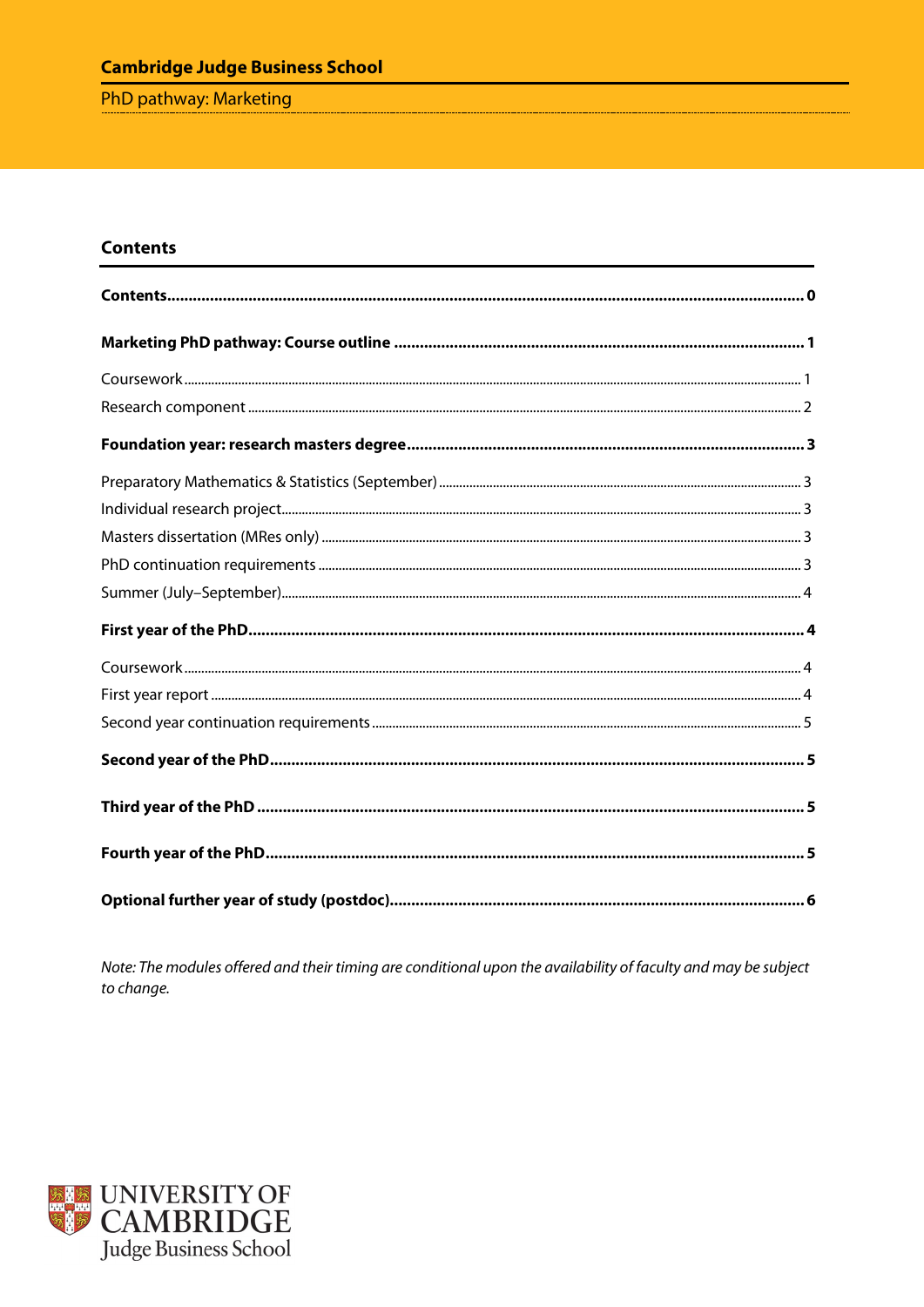**Cambridge Judge Business School**

PhD pathway: Marketing

## Contents

**Contents** ........ **0**

**Marketing PhD pathway: Course outline** ........ **1**

Coursework ........ 1

Research component ........ 2

**Foundation year: research masters degree** ........ **3**

Preparatory Mathematics & Statistics (September) ........ 3

Individual research project ........ 3

Masters dissertation (MRes only) ........ 3

PhD continuation requirements ........ 3

Summer (July–September) ........ 4

**First year of the PhD** ........ **4**

Coursework ........ 4

First year report ........ 4

Second year continuation requirements ........ 5

**Second year of the PhD** ........ **5**

**Third year of the PhD** ........ **5**

**Fourth year of the PhD** ........ **5**

**Optional further year of study (postdoc)** ........ **6**

*Note: The modules offered and their timing are conditional upon the availability of faculty and may be subject to change.*

UNIVERSITY OF CAMBRIDGE
Judge Business School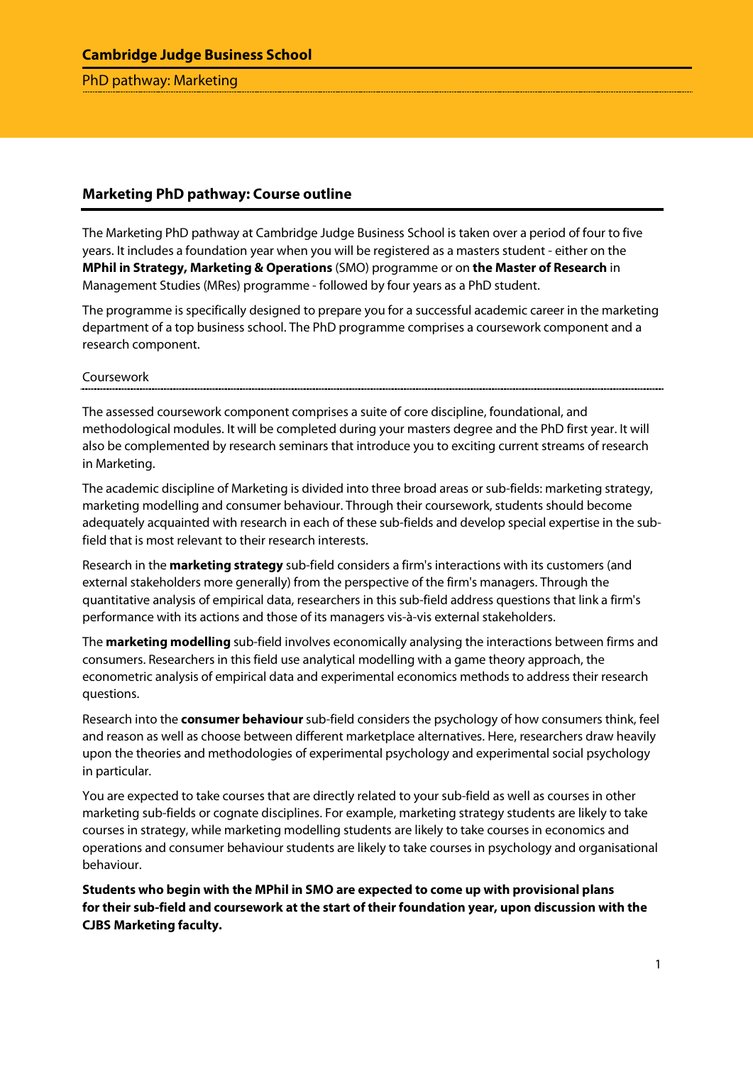## Marketing PhD pathway: Course outline

The Marketing PhD pathway at Cambridge Judge Business School is taken over a period of four to five years. It includes a foundation year when you will be registered as a masters student - either on the **MPhil in Strategy, Marketing & Operations** (SMO) programme or on **the Master of Research** in Management Studies (MRes) programme - followed by four years as a PhD student.

The programme is specifically designed to prepare you for a successful academic career in the marketing department of a top business school. The PhD programme comprises a coursework component and a research component.

### Coursework

The assessed coursework component comprises a suite of core discipline, foundational, and methodological modules. It will be completed during your masters degree and the PhD first year. It will also be complemented by research seminars that introduce you to exciting current streams of research in Marketing.

The academic discipline of Marketing is divided into three broad areas or sub-fields: marketing strategy, marketing modelling and consumer behaviour. Through their coursework, students should become adequately acquainted with research in each of these sub-fields and develop special expertise in the sub-field that is most relevant to their research interests.

Research in the **marketing strategy** sub-field considers a firm's interactions with its customers (and external stakeholders more generally) from the perspective of the firm's managers. Through the quantitative analysis of empirical data, researchers in this sub-field address questions that link a firm's performance with its actions and those of its managers vis-à-vis external stakeholders.

The **marketing modelling** sub-field involves economically analysing the interactions between firms and consumers. Researchers in this field use analytical modelling with a game theory approach, the econometric analysis of empirical data and experimental economics methods to address their research questions.

Research into the **consumer behaviour** sub-field considers the psychology of how consumers think, feel and reason as well as choose between different marketplace alternatives. Here, researchers draw heavily upon the theories and methodologies of experimental psychology and experimental social psychology in particular.

You are expected to take courses that are directly related to your sub-field as well as courses in other marketing sub-fields or cognate disciplines. For example, marketing strategy students are likely to take courses in strategy, while marketing modelling students are likely to take courses in economics and operations and consumer behaviour students are likely to take courses in psychology and organisational behaviour.

**Students who begin with the MPhil in SMO are expected to come up with provisional plans for their sub-field and coursework at the start of their foundation year, upon discussion with the CJBS Marketing faculty.**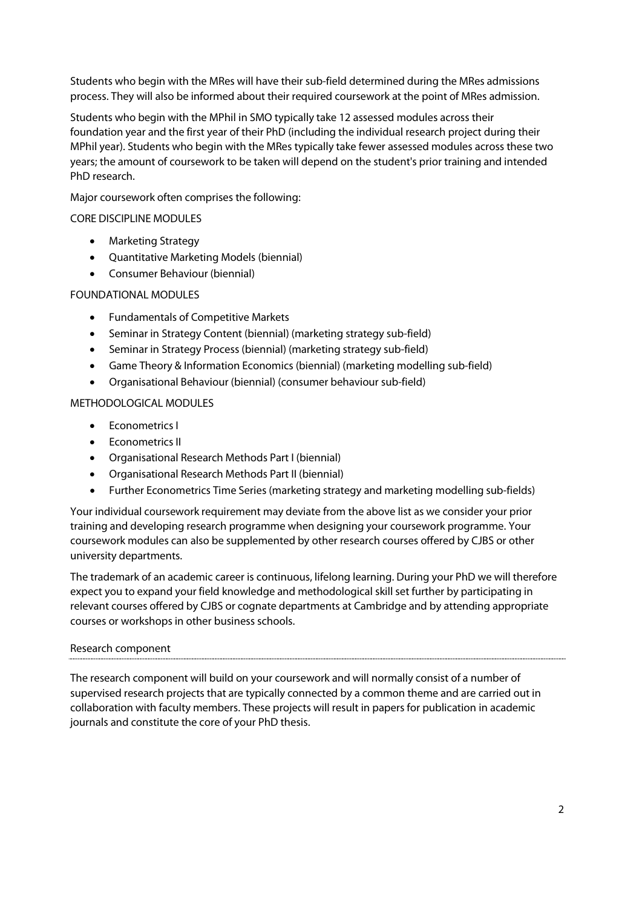Students who begin with the MRes will have their sub-field determined during the MRes admissions process. They will also be informed about their required coursework at the point of MRes admission.

Students who begin with the MPhil in SMO typically take 12 assessed modules across their foundation year and the first year of their PhD (including the individual research project during their MPhil year). Students who begin with the MRes typically take fewer assessed modules across these two years; the amount of coursework to be taken will depend on the student's prior training and intended PhD research.

Major coursework often comprises the following:

CORE DISCIPLINE MODULES

- Marketing Strategy
- Quantitative Marketing Models (biennial)
- Consumer Behaviour (biennial)

FOUNDATIONAL MODULES

- Fundamentals of Competitive Markets
- Seminar in Strategy Content (biennial) (marketing strategy sub-field)
- Seminar in Strategy Process (biennial) (marketing strategy sub-field)
- Game Theory & Information Economics (biennial) (marketing modelling sub-field)
- Organisational Behaviour (biennial) (consumer behaviour sub-field)

METHODOLOGICAL MODULES

- Econometrics I
- Econometrics II
- Organisational Research Methods Part I (biennial)
- Organisational Research Methods Part II (biennial)
- Further Econometrics Time Series (marketing strategy and marketing modelling sub-fields)

Your individual coursework requirement may deviate from the above list as we consider your prior training and developing research programme when designing your coursework programme. Your coursework modules can also be supplemented by other research courses offered by CJBS or other university departments.

The trademark of an academic career is continuous, lifelong learning. During your PhD we will therefore expect you to expand your field knowledge and methodological skill set further by participating in relevant courses offered by CJBS or cognate departments at Cambridge and by attending appropriate courses or workshops in other business schools.

## Research component

The research component will build on your coursework and will normally consist of a number of supervised research projects that are typically connected by a common theme and are carried out in collaboration with faculty members. These projects will result in papers for publication in academic journals and constitute the core of your PhD thesis.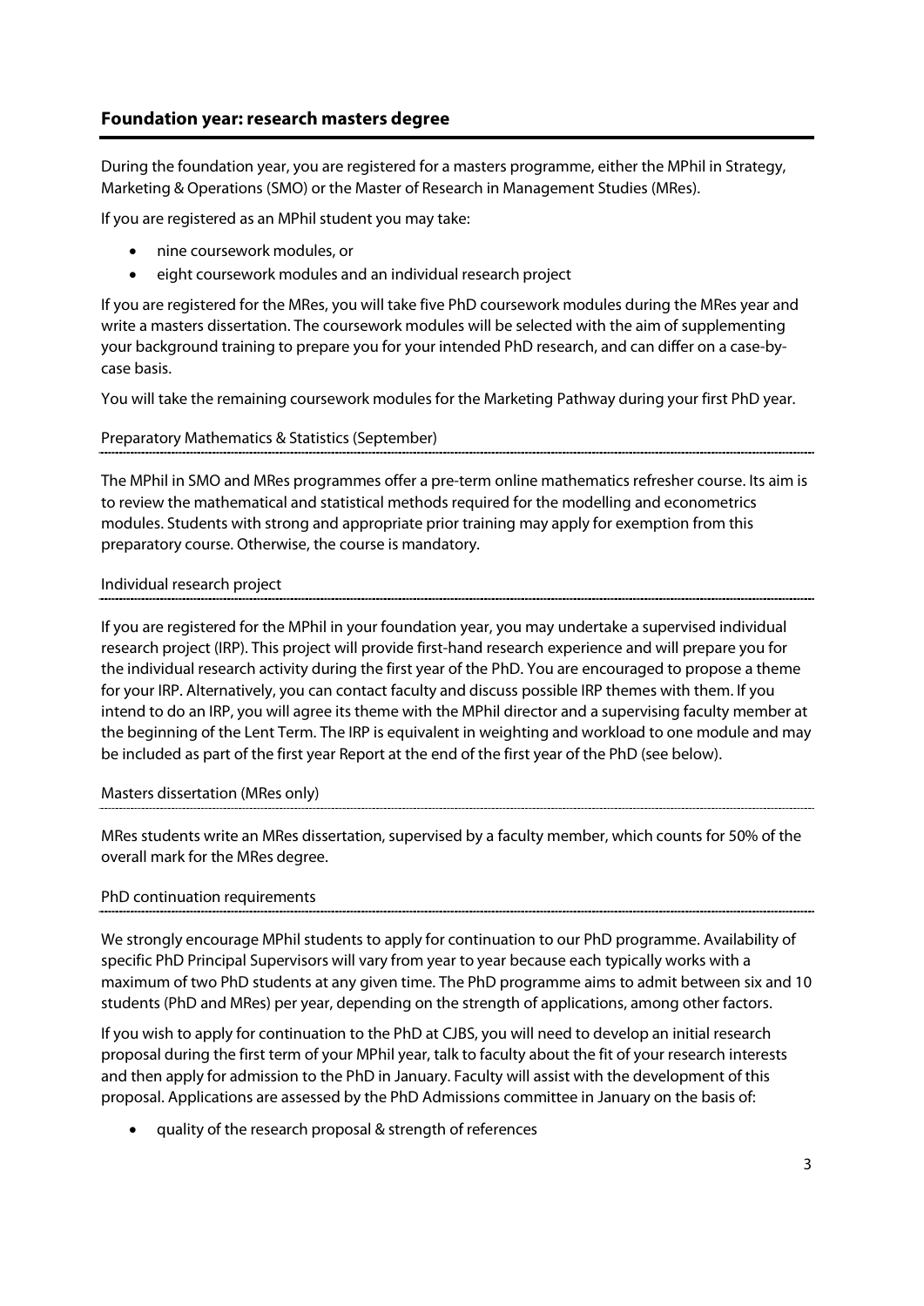## Foundation year: research masters degree

During the foundation year, you are registered for a masters programme, either the MPhil in Strategy, Marketing & Operations (SMO) or the Master of Research in Management Studies (MRes).

If you are registered as an MPhil student you may take:

- nine coursework modules, or
- eight coursework modules and an individual research project

If you are registered for the MRes, you will take five PhD coursework modules during the MRes year and write a masters dissertation. The coursework modules will be selected with the aim of supplementing your background training to prepare you for your intended PhD research, and can differ on a case-by-case basis.

You will take the remaining coursework modules for the Marketing Pathway during your first PhD year.

### Preparatory Mathematics & Statistics (September)

The MPhil in SMO and MRes programmes offer a pre-term online mathematics refresher course. Its aim is to review the mathematical and statistical methods required for the modelling and econometrics modules. Students with strong and appropriate prior training may apply for exemption from this preparatory course. Otherwise, the course is mandatory.

### Individual research project

If you are registered for the MPhil in your foundation year, you may undertake a supervised individual research project (IRP). This project will provide first-hand research experience and will prepare you for the individual research activity during the first year of the PhD. You are encouraged to propose a theme for your IRP. Alternatively, you can contact faculty and discuss possible IRP themes with them. If you intend to do an IRP, you will agree its theme with the MPhil director and a supervising faculty member at the beginning of the Lent Term. The IRP is equivalent in weighting and workload to one module and may be included as part of the first year Report at the end of the first year of the PhD (see below).

### Masters dissertation (MRes only)

MRes students write an MRes dissertation, supervised by a faculty member, which counts for 50% of the overall mark for the MRes degree.

### PhD continuation requirements

We strongly encourage MPhil students to apply for continuation to our PhD programme. Availability of specific PhD Principal Supervisors will vary from year to year because each typically works with a maximum of two PhD students at any given time. The PhD programme aims to admit between six and 10 students (PhD and MRes) per year, depending on the strength of applications, among other factors.

If you wish to apply for continuation to the PhD at CJBS, you will need to develop an initial research proposal during the first term of your MPhil year, talk to faculty about the fit of your research interests and then apply for admission to the PhD in January. Faculty will assist with the development of this proposal. Applications are assessed by the PhD Admissions committee in January on the basis of:

- quality of the research proposal & strength of references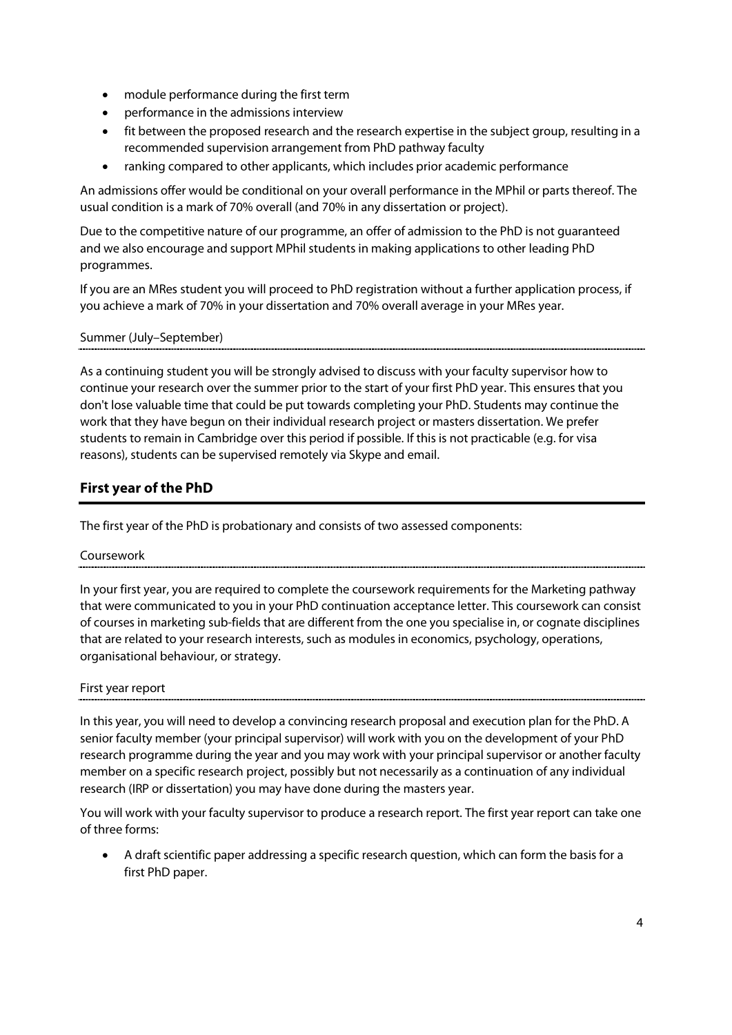- module performance during the first term
- performance in the admissions interview
- fit between the proposed research and the research expertise in the subject group, resulting in a recommended supervision arrangement from PhD pathway faculty
- ranking compared to other applicants, which includes prior academic performance

An admissions offer would be conditional on your overall performance in the MPhil or parts thereof. The usual condition is a mark of 70% overall (and 70% in any dissertation or project).

Due to the competitive nature of our programme, an offer of admission to the PhD is not guaranteed and we also encourage and support MPhil students in making applications to other leading PhD programmes.

If you are an MRes student you will proceed to PhD registration without a further application process, if you achieve a mark of 70% in your dissertation and 70% overall average in your MRes year.

### Summer (July–September)

As a continuing student you will be strongly advised to discuss with your faculty supervisor how to continue your research over the summer prior to the start of your first PhD year. This ensures that you don't lose valuable time that could be put towards completing your PhD. Students may continue the work that they have begun on their individual research project or masters dissertation. We prefer students to remain in Cambridge over this period if possible. If this is not practicable (e.g. for visa reasons), students can be supervised remotely via Skype and email.

## First year of the PhD

The first year of the PhD is probationary and consists of two assessed components:

### Coursework

In your first year, you are required to complete the coursework requirements for the Marketing pathway that were communicated to you in your PhD continuation acceptance letter. This coursework can consist of courses in marketing sub-fields that are different from the one you specialise in, or cognate disciplines that are related to your research interests, such as modules in economics, psychology, operations, organisational behaviour, or strategy.

### First year report

In this year, you will need to develop a convincing research proposal and execution plan for the PhD. A senior faculty member (your principal supervisor) will work with you on the development of your PhD research programme during the year and you may work with your principal supervisor or another faculty member on a specific research project, possibly but not necessarily as a continuation of any individual research (IRP or dissertation) you may have done during the masters year.

You will work with your faculty supervisor to produce a research report. The first year report can take one of three forms:

- A draft scientific paper addressing a specific research question, which can form the basis for a first PhD paper.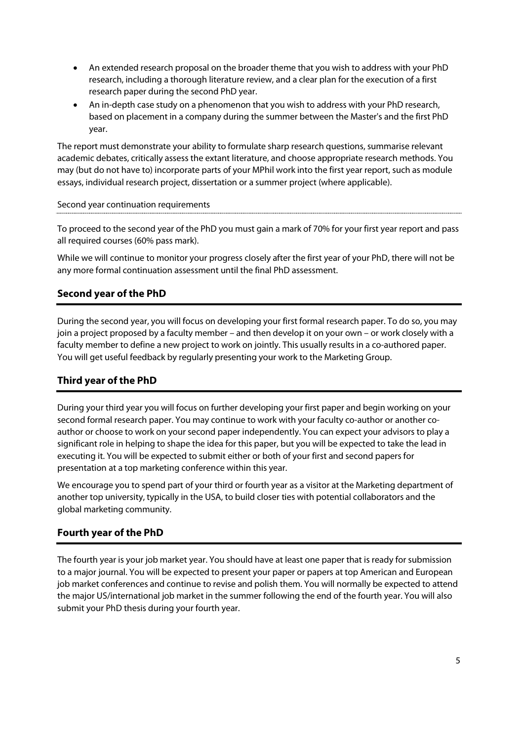- An extended research proposal on the broader theme that you wish to address with your PhD research, including a thorough literature review, and a clear plan for the execution of a first research paper during the second PhD year.
- An in-depth case study on a phenomenon that you wish to address with your PhD research, based on placement in a company during the summer between the Master's and the first PhD year.

The report must demonstrate your ability to formulate sharp research questions, summarise relevant academic debates, critically assess the extant literature, and choose appropriate research methods. You may (but do not have to) incorporate parts of your MPhil work into the first year report, such as module essays, individual research project, dissertation or a summer project (where applicable).

#### Second year continuation requirements

To proceed to the second year of the PhD you must gain a mark of 70% for your first year report and pass all required courses (60% pass mark).

While we will continue to monitor your progress closely after the first year of your PhD, there will not be any more formal continuation assessment until the final PhD assessment.

## Second year of the PhD

During the second year, you will focus on developing your first formal research paper. To do so, you may join a project proposed by a faculty member – and then develop it on your own – or work closely with a faculty member to define a new project to work on jointly. This usually results in a co-authored paper. You will get useful feedback by regularly presenting your work to the Marketing Group.

## Third year of the PhD

During your third year you will focus on further developing your first paper and begin working on your second formal research paper. You may continue to work with your faculty co-author or another co-author or choose to work on your second paper independently. You can expect your advisors to play a significant role in helping to shape the idea for this paper, but you will be expected to take the lead in executing it. You will be expected to submit either or both of your first and second papers for presentation at a top marketing conference within this year.

We encourage you to spend part of your third or fourth year as a visitor at the Marketing department of another top university, typically in the USA, to build closer ties with potential collaborators and the global marketing community.

## Fourth year of the PhD

The fourth year is your job market year. You should have at least one paper that is ready for submission to a major journal. You will be expected to present your paper or papers at top American and European job market conferences and continue to revise and polish them. You will normally be expected to attend the major US/international job market in the summer following the end of the fourth year. You will also submit your PhD thesis during your fourth year.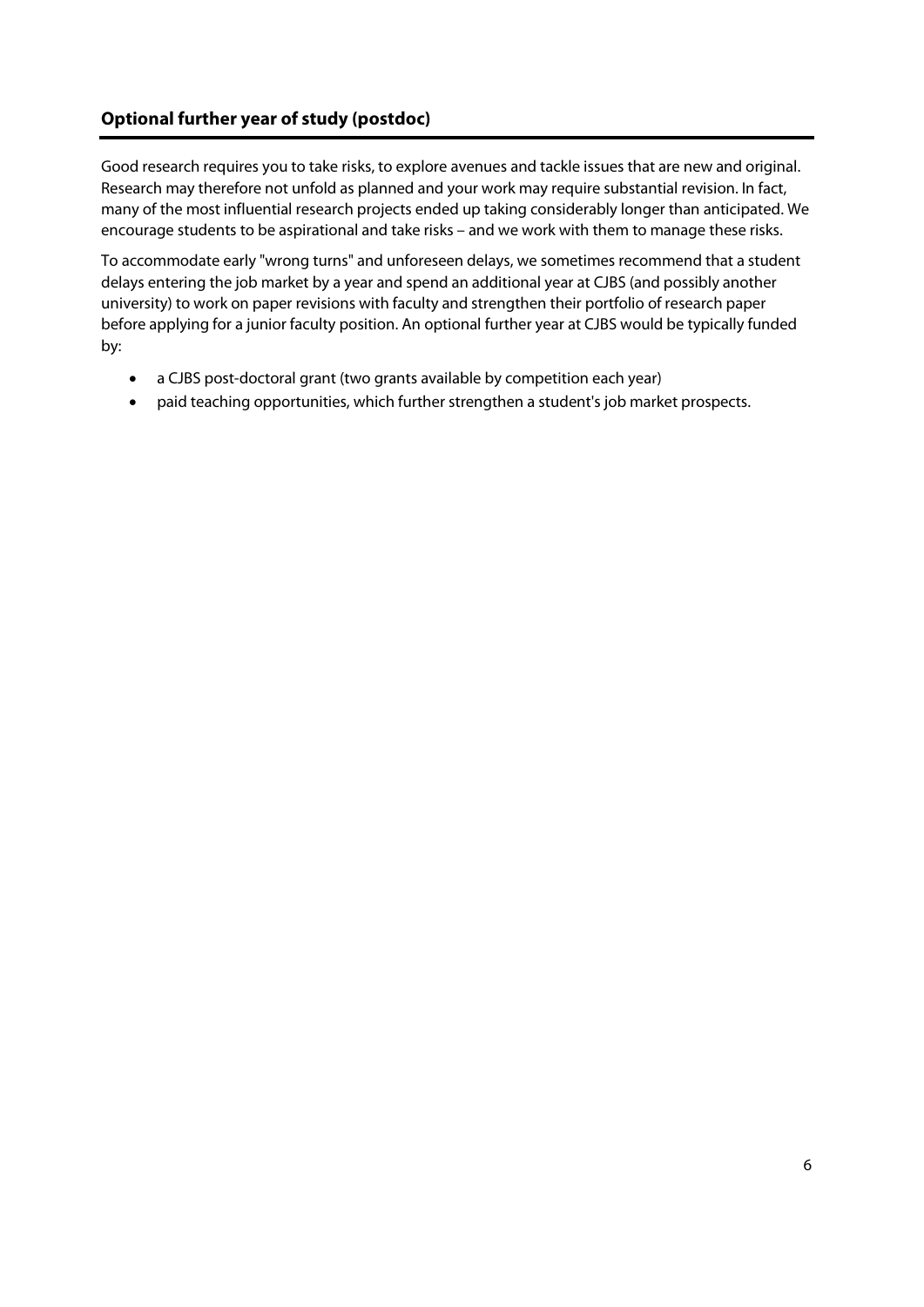## Optional further year of study (postdoc)

Good research requires you to take risks, to explore avenues and tackle issues that are new and original. Research may therefore not unfold as planned and your work may require substantial revision. In fact, many of the most influential research projects ended up taking considerably longer than anticipated. We encourage students to be aspirational and take risks – and we work with them to manage these risks.

To accommodate early "wrong turns" and unforeseen delays, we sometimes recommend that a student delays entering the job market by a year and spend an additional year at CJBS (and possibly another university) to work on paper revisions with faculty and strengthen their portfolio of research paper before applying for a junior faculty position. An optional further year at CJBS would be typically funded by:

- a CJBS post-doctoral grant (two grants available by competition each year)
- paid teaching opportunities, which further strengthen a student's job market prospects.